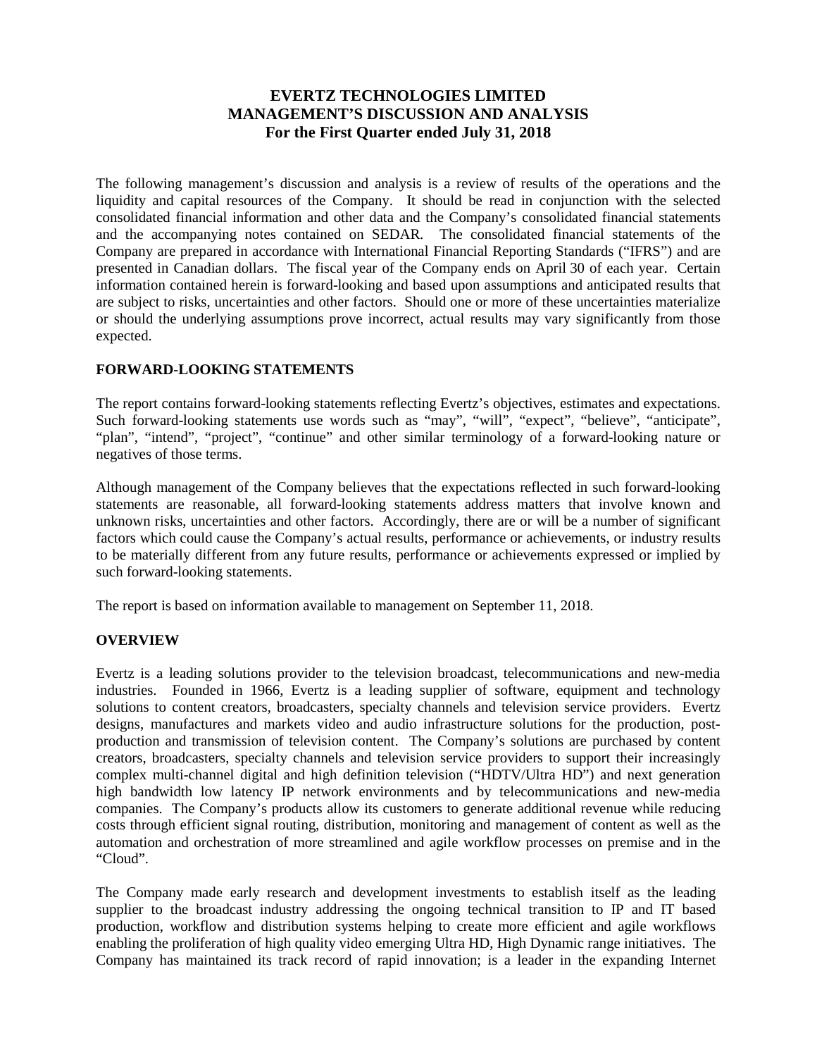# EVERTZ TECHNOLOGIES LIMITED
# MANAGEMENT'S DISCUSSION AND ANALYSIS
## For the First Quarter ended July 31, 2018

The following management's discussion and analysis is a review of results of the operations and the liquidity and capital resources of the Company. It should be read in conjunction with the selected consolidated financial information and other data and the Company's consolidated financial statements and the accompanying notes contained on SEDAR. The consolidated financial statements of the Company are prepared in accordance with International Financial Reporting Standards ("IFRS") and are presented in Canadian dollars. The fiscal year of the Company ends on April 30 of each year. Certain information contained herein is forward-looking and based upon assumptions and anticipated results that are subject to risks, uncertainties and other factors. Should one or more of these uncertainties materialize or should the underlying assumptions prove incorrect, actual results may vary significantly from those expected.

### FORWARD-LOOKING STATEMENTS

The report contains forward-looking statements reflecting Evertz's objectives, estimates and expectations. Such forward-looking statements use words such as "may", "will", "expect", "believe", "anticipate", "plan", "intend", "project", "continue" and other similar terminology of a forward-looking nature or negatives of those terms.

Although management of the Company believes that the expectations reflected in such forward-looking statements are reasonable, all forward-looking statements address matters that involve known and unknown risks, uncertainties and other factors. Accordingly, there are or will be a number of significant factors which could cause the Company's actual results, performance or achievements, or industry results to be materially different from any future results, performance or achievements expressed or implied by such forward-looking statements.

The report is based on information available to management on September 11, 2018.

### OVERVIEW

Evertz is a leading solutions provider to the television broadcast, telecommunications and new-media industries. Founded in 1966, Evertz is a leading supplier of software, equipment and technology solutions to content creators, broadcasters, specialty channels and television service providers. Evertz designs, manufactures and markets video and audio infrastructure solutions for the production, post-production and transmission of television content. The Company's solutions are purchased by content creators, broadcasters, specialty channels and television service providers to support their increasingly complex multi-channel digital and high definition television ("HDTV/Ultra HD") and next generation high bandwidth low latency IP network environments and by telecommunications and new-media companies. The Company's products allow its customers to generate additional revenue while reducing costs through efficient signal routing, distribution, monitoring and management of content as well as the automation and orchestration of more streamlined and agile workflow processes on premise and in the "Cloud".

The Company made early research and development investments to establish itself as the leading supplier to the broadcast industry addressing the ongoing technical transition to IP and IT based production, workflow and distribution systems helping to create more efficient and agile workflows enabling the proliferation of high quality video emerging Ultra HD, High Dynamic range initiatives. The Company has maintained its track record of rapid innovation; is a leader in the expanding Internet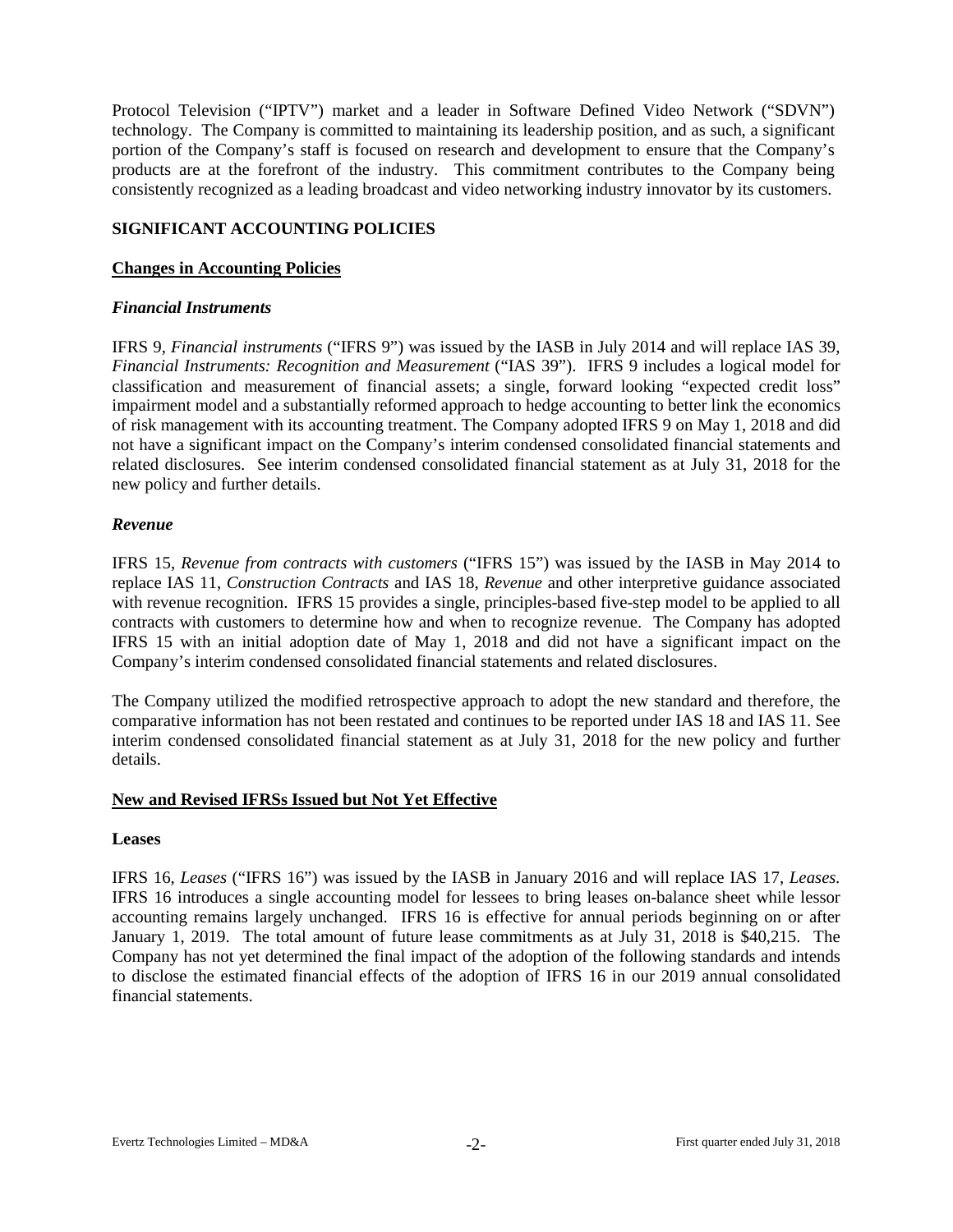Protocol Television ("IPTV") market and a leader in Software Defined Video Network ("SDVN") technology. The Company is committed to maintaining its leadership position, and as such, a significant portion of the Company's staff is focused on research and development to ensure that the Company's products are at the forefront of the industry. This commitment contributes to the Company being consistently recognized as a leading broadcast and video networking industry innovator by its customers.

## SIGNIFICANT ACCOUNTING POLICIES

### Changes in Accounting Policies

#### *Financial Instruments*

IFRS 9, *Financial instruments* ("IFRS 9") was issued by the IASB in July 2014 and will replace IAS 39, *Financial Instruments: Recognition and Measurement* ("IAS 39"). IFRS 9 includes a logical model for classification and measurement of financial assets; a single, forward looking "expected credit loss" impairment model and a substantially reformed approach to hedge accounting to better link the economics of risk management with its accounting treatment. The Company adopted IFRS 9 on May 1, 2018 and did not have a significant impact on the Company's interim condensed consolidated financial statements and related disclosures. See interim condensed consolidated financial statement as at July 31, 2018 for the new policy and further details.

#### *Revenue*

IFRS 15, *Revenue from contracts with customers* ("IFRS 15") was issued by the IASB in May 2014 to replace IAS 11, *Construction Contracts* and IAS 18, *Revenue* and other interpretive guidance associated with revenue recognition. IFRS 15 provides a single, principles-based five-step model to be applied to all contracts with customers to determine how and when to recognize revenue. The Company has adopted IFRS 15 with an initial adoption date of May 1, 2018 and did not have a significant impact on the Company's interim condensed consolidated financial statements and related disclosures.

The Company utilized the modified retrospective approach to adopt the new standard and therefore, the comparative information has not been restated and continues to be reported under IAS 18 and IAS 11. See interim condensed consolidated financial statement as at July 31, 2018 for the new policy and further details.

### New and Revised IFRSs Issued but Not Yet Effective

#### Leases

IFRS 16, *Leases* ("IFRS 16") was issued by the IASB in January 2016 and will replace IAS 17, *Leases.* IFRS 16 introduces a single accounting model for lessees to bring leases on-balance sheet while lessor accounting remains largely unchanged. IFRS 16 is effective for annual periods beginning on or after January 1, 2019. The total amount of future lease commitments as at July 31, 2018 is $40,215. The Company has not yet determined the final impact of the adoption of the following standards and intends to disclose the estimated financial effects of the adoption of IFRS 16 in our 2019 annual consolidated financial statements.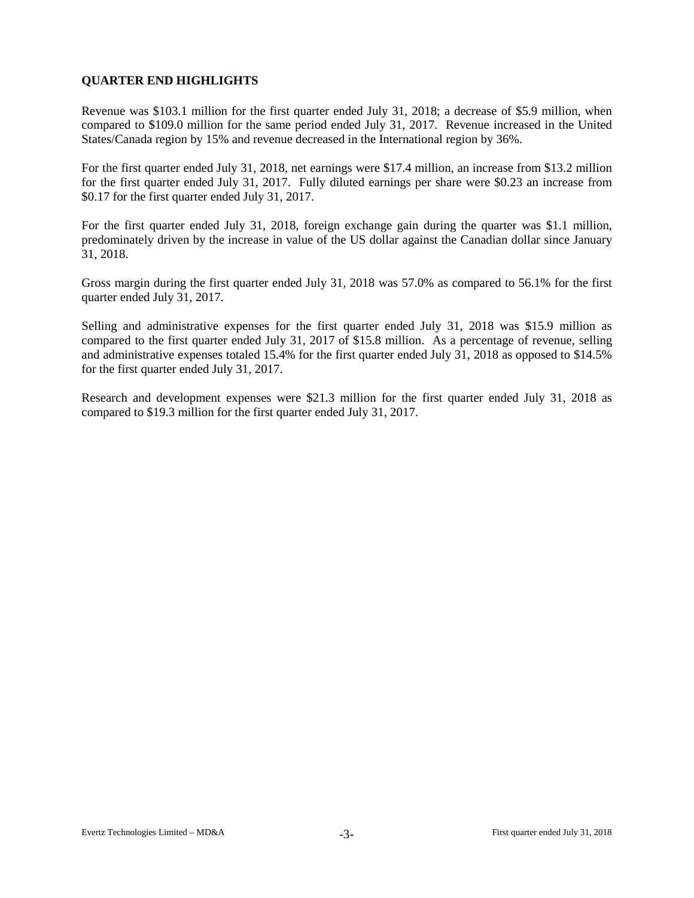## QUARTER END HIGHLIGHTS

Revenue was $103.1 million for the first quarter ended July 31, 2018; a decrease of $5.9 million, when compared to $109.0 million for the same period ended July 31, 2017. Revenue increased in the United States/Canada region by 15% and revenue decreased in the International region by 36%.

For the first quarter ended July 31, 2018, net earnings were $17.4 million, an increase from $13.2 million for the first quarter ended July 31, 2017. Fully diluted earnings per share were $0.23 an increase from $0.17 for the first quarter ended July 31, 2017.

For the first quarter ended July 31, 2018, foreign exchange gain during the quarter was $1.1 million, predominately driven by the increase in value of the US dollar against the Canadian dollar since January 31, 2018.

Gross margin during the first quarter ended July 31, 2018 was 57.0% as compared to 56.1% for the first quarter ended July 31, 2017.

Selling and administrative expenses for the first quarter ended July 31, 2018 was $15.9 million as compared to the first quarter ended July 31, 2017 of $15.8 million. As a percentage of revenue, selling and administrative expenses totaled 15.4% for the first quarter ended July 31, 2018 as opposed to $14.5% for the first quarter ended July 31, 2017.

Research and development expenses were $21.3 million for the first quarter ended July 31, 2018 as compared to $19.3 million for the first quarter ended July 31, 2017.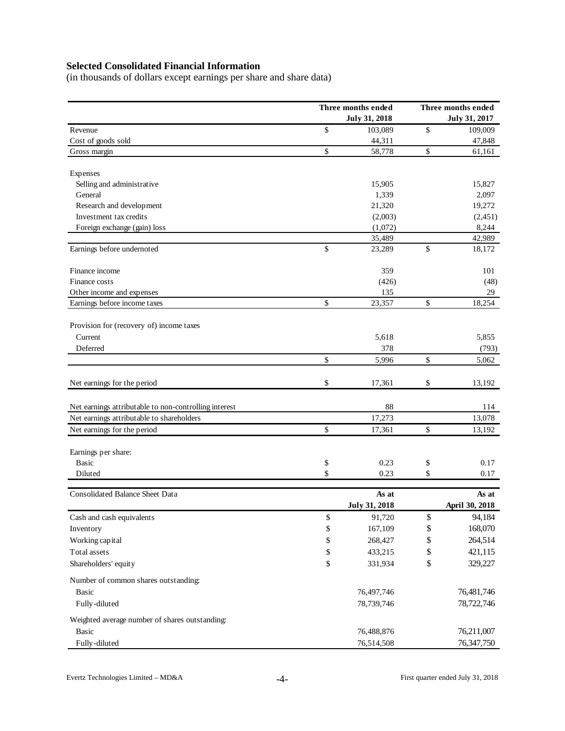## Selected Consolidated Financial Information

(in thousands of dollars except earnings per share and share data)

| | Three months ended July 31, 2018 | Three months ended July 31, 2017 |
|---|---|---|
| Revenue | $ 103,089 | $ 109,009 |
| Cost of goods sold | 44,311 | 47,848 |
| Gross margin | $ 58,778 | $ 61,161 |
| | | |
| Expenses | | |
| Selling and administrative | 15,905 | 15,827 |
| General | 1,339 | 2,097 |
| Research and development | 21,320 | 19,272 |
| Investment tax credits | (2,003) | (2,451) |
| Foreign exchange (gain) loss | (1,072) | 8,244 |
| | 35,489 | 42,989 |
| Earnings before undernoted | $ 23,289 | $ 18,172 |
| | | |
| Finance income | 359 | 101 |
| Finance costs | (426) | (48) |
| Other income and expenses | 135 | 29 |
| Earnings before income taxes | $ 23,357 | $ 18,254 |
| | | |
| Provision for (recovery of) income taxes | | |
| Current | 5,618 | 5,855 |
| Deferred | 378 | (793) |
| | $ 5,996 | $ 5,062 |
| | | |
| Net earnings for the period | $ 17,361 | $ 13,192 |
| | | |
| Net earnings attributable to non-controlling interest | 88 | 114 |
| Net earnings attributable to shareholders | 17,273 | 13,078 |
| Net earnings for the period | $ 17,361 | $ 13,192 |
| | | |
| Earnings per share: | | |
| Basic | $ 0.23 | $ 0.17 |
| Diluted | $ 0.23 | $ 0.17 |

| Consolidated Balance Sheet Data | As at July 31, 2018 | As at April 30, 2018 |
|---|---|---|
| Cash and cash equivalents | $ 91,720 | $ 94,184 |
| Inventory | $ 167,109 | $ 168,070 |
| Working capital | $ 268,427 | $ 264,514 |
| Total assets | $ 433,215 | $ 421,115 |
| Shareholders' equity | $ 331,934 | $ 329,227 |
| | | |
| Number of common shares outstanding: | | |
| Basic | 76,497,746 | 76,481,746 |
| Fully-diluted | 78,739,746 | 78,722,746 |
| | | |
| Weighted average number of shares outstanding: | | |
| Basic | 76,488,876 | 76,211,007 |
| Fully-diluted | 76,514,508 | 76,347,750 |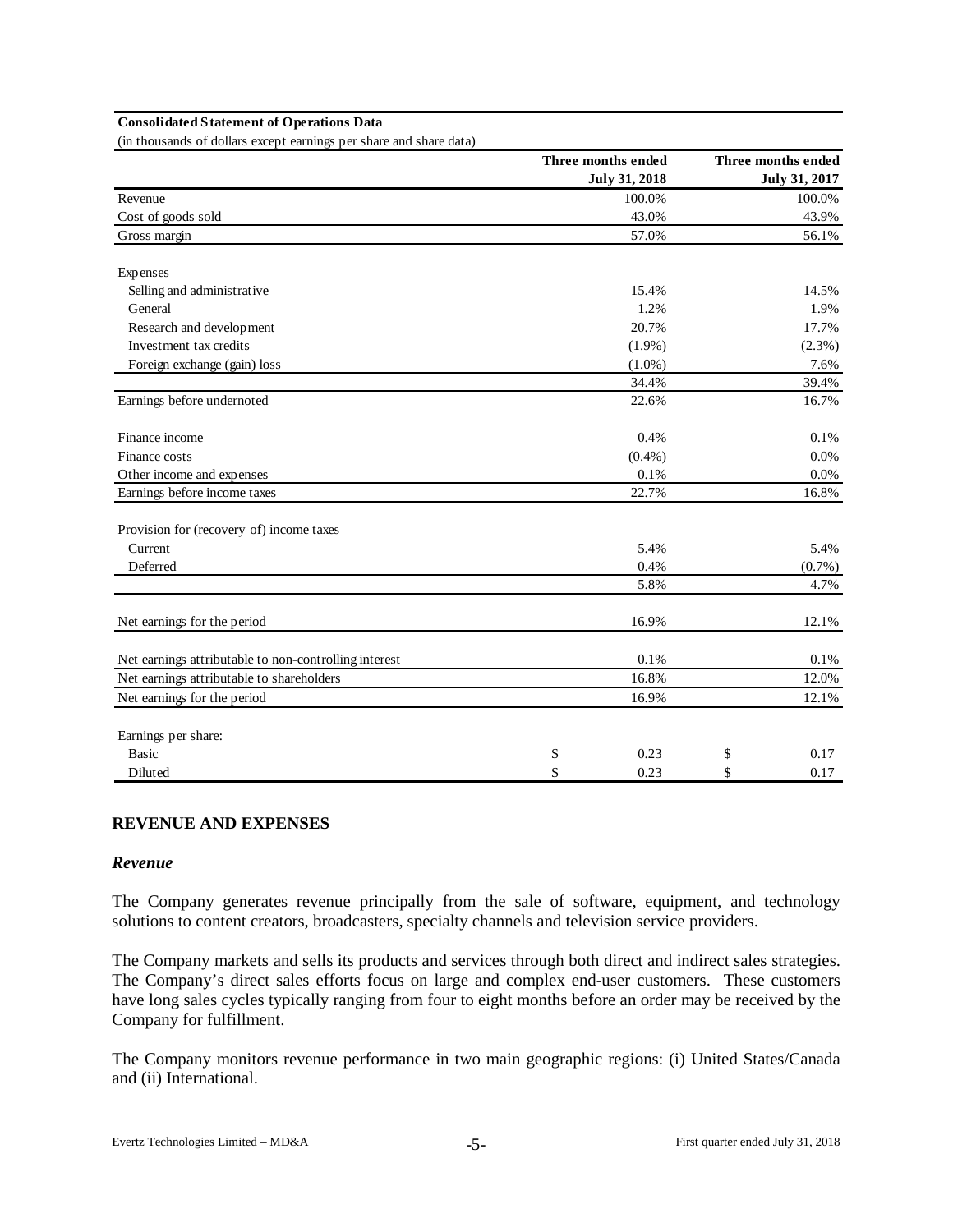**Consolidated Statement of Operations Data**

(in thousands of dollars except earnings per share and share data)

| | Three months ended July 31, 2018 | Three months ended July 31, 2017 |
|---|---|---|
| Revenue | 100.0% | 100.0% |
| Cost of goods sold | 43.0% | 43.9% |
| Gross margin | 57.0% | 56.1% |
| | | |
| Expenses | | |
| Selling and administrative | 15.4% | 14.5% |
| General | 1.2% | 1.9% |
| Research and development | 20.7% | 17.7% |
| Investment tax credits | (1.9%) | (2.3%) |
| Foreign exchange (gain) loss | (1.0%) | 7.6% |
| | 34.4% | 39.4% |
| Earnings before undernoted | 22.6% | 16.7% |
| | | |
| Finance income | 0.4% | 0.1% |
| Finance costs | (0.4%) | 0.0% |
| Other income and expenses | 0.1% | 0.0% |
| Earnings before income taxes | 22.7% | 16.8% |
| | | |
| Provision for (recovery of) income taxes | | |
| Current | 5.4% | 5.4% |
| Deferred | 0.4% | (0.7%) |
| | 5.8% | 4.7% |
| | | |
| Net earnings for the period | 16.9% | 12.1% |
| | | |
| Net earnings attributable to non-controlling interest | 0.1% | 0.1% |
| Net earnings attributable to shareholders | 16.8% | 12.0% |
| Net earnings for the period | 16.9% | 12.1% |
| | | |
| Earnings per share: | | |
| Basic | $ 0.23 | $ 0.17 |
| Diluted | $ 0.23 | $ 0.17 |

## REVENUE AND EXPENSES

### *Revenue*

The Company generates revenue principally from the sale of software, equipment, and technology solutions to content creators, broadcasters, specialty channels and television service providers.

The Company markets and sells its products and services through both direct and indirect sales strategies. The Company's direct sales efforts focus on large and complex end-user customers. These customers have long sales cycles typically ranging from four to eight months before an order may be received by the Company for fulfillment.

The Company monitors revenue performance in two main geographic regions: (i) United States/Canada and (ii) International.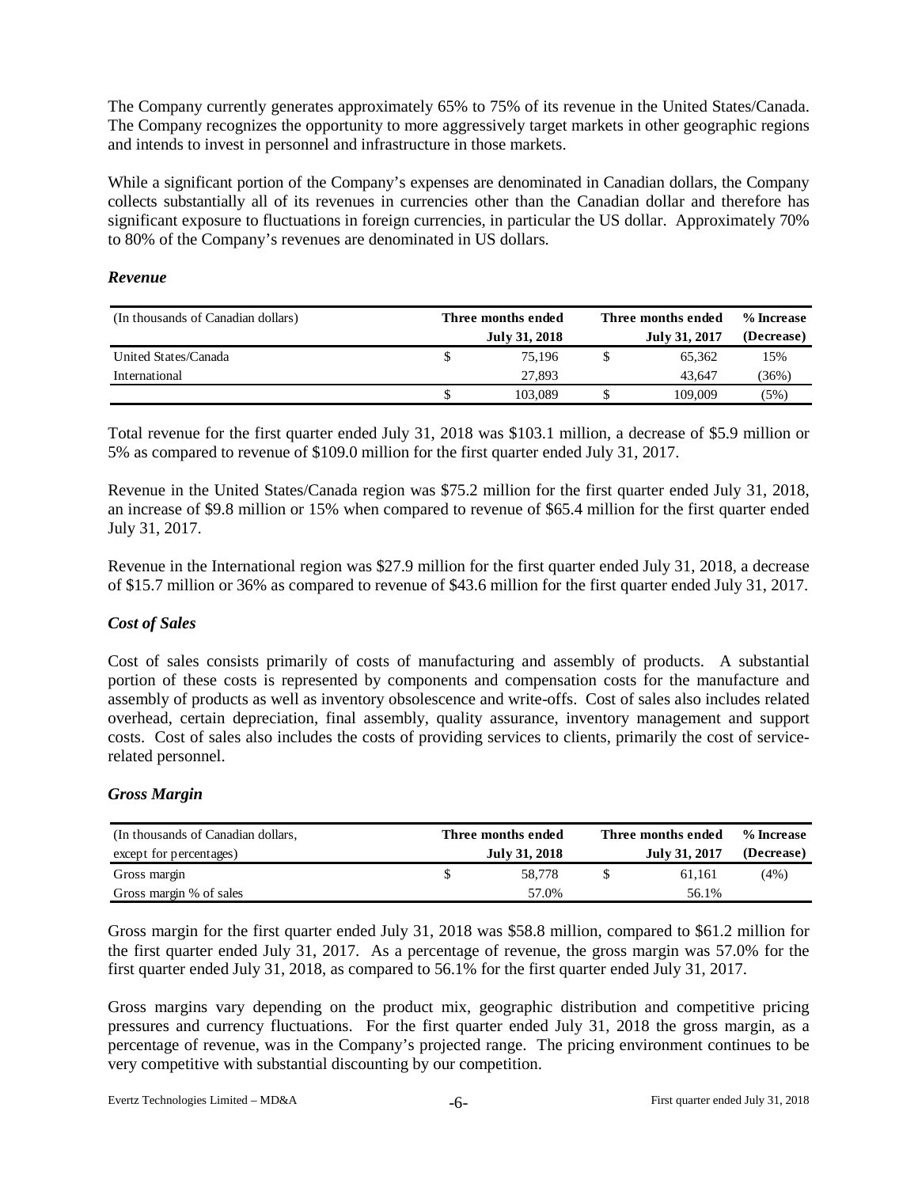The Company currently generates approximately 65% to 75% of its revenue in the United States/Canada. The Company recognizes the opportunity to more aggressively target markets in other geographic regions and intends to invest in personnel and infrastructure in those markets.

While a significant portion of the Company's expenses are denominated in Canadian dollars, the Company collects substantially all of its revenues in currencies other than the Canadian dollar and therefore has significant exposure to fluctuations in foreign currencies, in particular the US dollar. Approximately 70% to 80% of the Company's revenues are denominated in US dollars.

### *Revenue*

| (In thousands of Canadian dollars) | Three months ended July 31, 2018 | Three months ended July 31, 2017 | % Increase (Decrease) |
|---|---|---|---|
| United States/Canada | $ 75,196 | $ 65,362 | 15% |
| International | 27,893 | 43,647 | (36%) |
| | $ 103,089 | $ 109,009 | (5%) |

Total revenue for the first quarter ended July 31, 2018 was $103.1 million, a decrease of $5.9 million or 5% as compared to revenue of $109.0 million for the first quarter ended July 31, 2017.

Revenue in the United States/Canada region was $75.2 million for the first quarter ended July 31, 2018, an increase of $9.8 million or 15% when compared to revenue of $65.4 million for the first quarter ended July 31, 2017.

Revenue in the International region was $27.9 million for the first quarter ended July 31, 2018, a decrease of $15.7 million or 36% as compared to revenue of $43.6 million for the first quarter ended July 31, 2017.

### *Cost of Sales*

Cost of sales consists primarily of costs of manufacturing and assembly of products. A substantial portion of these costs is represented by components and compensation costs for the manufacture and assembly of products as well as inventory obsolescence and write-offs. Cost of sales also includes related overhead, certain depreciation, final assembly, quality assurance, inventory management and support costs. Cost of sales also includes the costs of providing services to clients, primarily the cost of service-related personnel.

### *Gross Margin*

| (In thousands of Canadian dollars, except for percentages) | Three months ended July 31, 2018 | Three months ended July 31, 2017 | % Increase (Decrease) |
|---|---|---|---|
| Gross margin | $ 58,778 | $ 61,161 | (4%) |
| Gross margin % of sales | 57.0% | 56.1% | |

Gross margin for the first quarter ended July 31, 2018 was $58.8 million, compared to $61.2 million for the first quarter ended July 31, 2017. As a percentage of revenue, the gross margin was 57.0% for the first quarter ended July 31, 2018, as compared to 56.1% for the first quarter ended July 31, 2017.

Gross margins vary depending on the product mix, geographic distribution and competitive pricing pressures and currency fluctuations. For the first quarter ended July 31, 2018 the gross margin, as a percentage of revenue, was in the Company's projected range. The pricing environment continues to be very competitive with substantial discounting by our competition.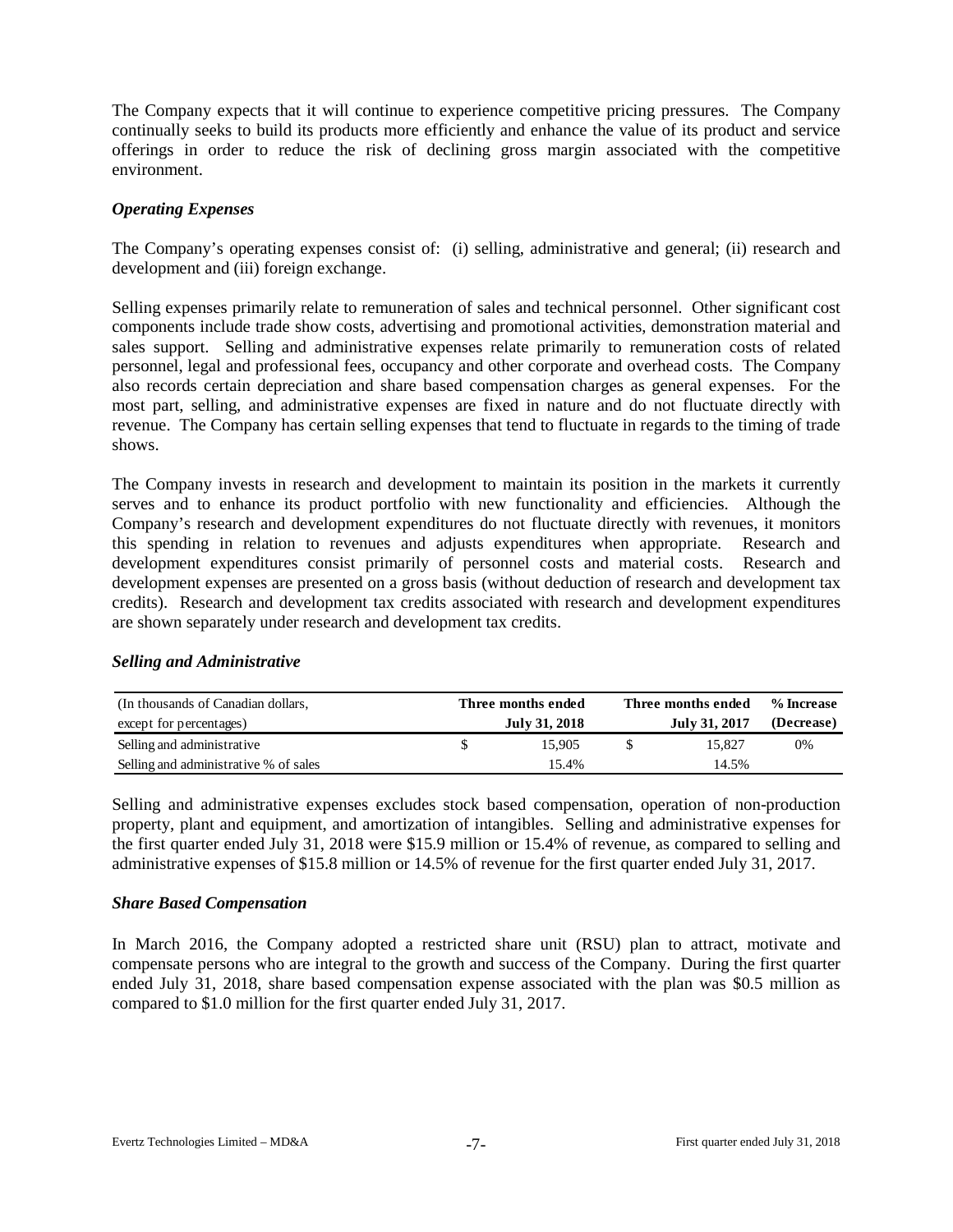The Company expects that it will continue to experience competitive pricing pressures. The Company continually seeks to build its products more efficiently and enhance the value of its product and service offerings in order to reduce the risk of declining gross margin associated with the competitive environment.

### *Operating Expenses*

The Company's operating expenses consist of: (i) selling, administrative and general; (ii) research and development and (iii) foreign exchange.

Selling expenses primarily relate to remuneration of sales and technical personnel. Other significant cost components include trade show costs, advertising and promotional activities, demonstration material and sales support. Selling and administrative expenses relate primarily to remuneration costs of related personnel, legal and professional fees, occupancy and other corporate and overhead costs. The Company also records certain depreciation and share based compensation charges as general expenses. For the most part, selling, and administrative expenses are fixed in nature and do not fluctuate directly with revenue. The Company has certain selling expenses that tend to fluctuate in regards to the timing of trade shows.

The Company invests in research and development to maintain its position in the markets it currently serves and to enhance its product portfolio with new functionality and efficiencies. Although the Company's research and development expenditures do not fluctuate directly with revenues, it monitors this spending in relation to revenues and adjusts expenditures when appropriate. Research and development expenditures consist primarily of personnel costs and material costs. Research and development expenses are presented on a gross basis (without deduction of research and development tax credits). Research and development tax credits associated with research and development expenditures are shown separately under research and development tax credits.

### *Selling and Administrative*

| (In thousands of Canadian dollars, except for percentages) | Three months ended July 31, 2018 | Three months ended July 31, 2017 | % Increase (Decrease) |
|---|---|---|---|
| Selling and administrative | $ 15,905 | $ 15,827 | 0% |
| Selling and administrative % of sales | 15.4% | 14.5% | |

Selling and administrative expenses excludes stock based compensation, operation of non-production property, plant and equipment, and amortization of intangibles. Selling and administrative expenses for the first quarter ended July 31, 2018 were $15.9 million or 15.4% of revenue, as compared to selling and administrative expenses of $15.8 million or 14.5% of revenue for the first quarter ended July 31, 2017.

### *Share Based Compensation*

In March 2016, the Company adopted a restricted share unit (RSU) plan to attract, motivate and compensate persons who are integral to the growth and success of the Company. During the first quarter ended July 31, 2018, share based compensation expense associated with the plan was $0.5 million as compared to $1.0 million for the first quarter ended July 31, 2017.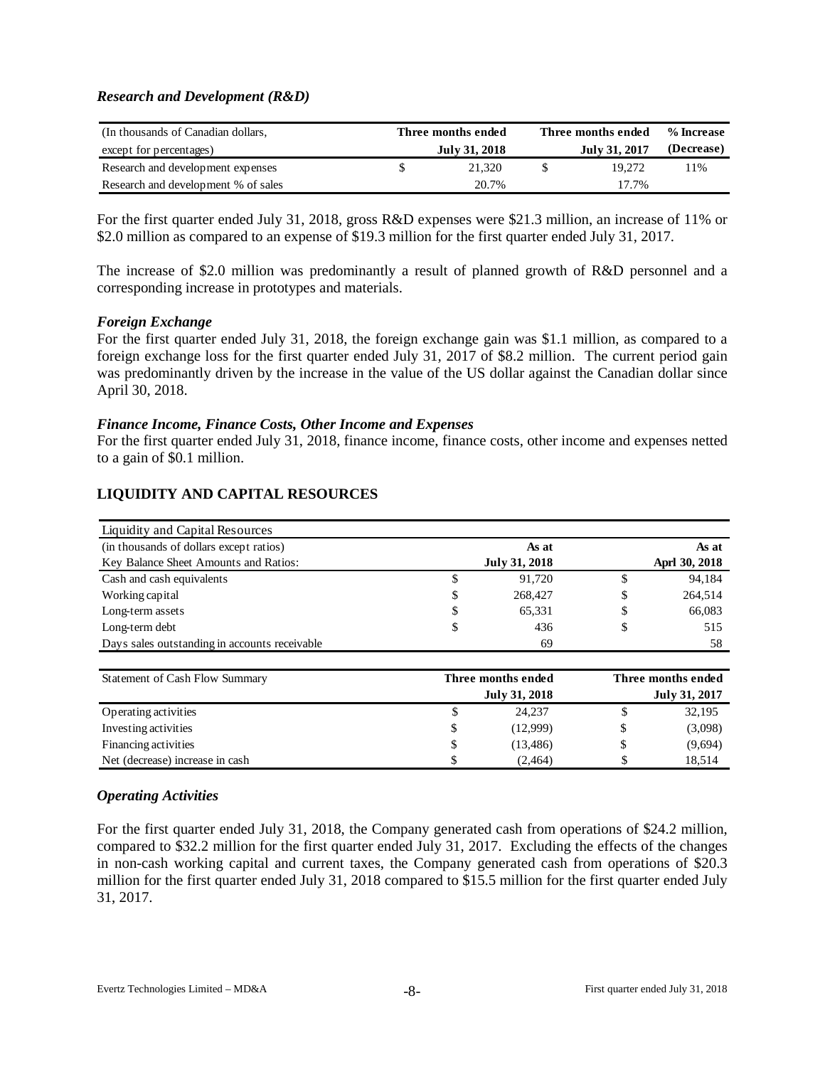### *Research and Development (R&D)*

| (In thousands of Canadian dollars, except for percentages) | Three months ended July 31, 2018 | Three months ended July 31, 2017 | % Increase (Decrease) |
|---|---|---|---|
| Research and development expenses | $ 21,320 | $ 19,272 | 11% |
| Research and development % of sales | 20.7% | 17.7% | |

For the first quarter ended July 31, 2018, gross R&D expenses were $21.3 million, an increase of 11% or $2.0 million as compared to an expense of $19.3 million for the first quarter ended July 31, 2017.

The increase of $2.0 million was predominantly a result of planned growth of R&D personnel and a corresponding increase in prototypes and materials.

### *Foreign Exchange*

For the first quarter ended July 31, 2018, the foreign exchange gain was $1.1 million, as compared to a foreign exchange loss for the first quarter ended July 31, 2017 of $8.2 million. The current period gain was predominantly driven by the increase in the value of the US dollar against the Canadian dollar since April 30, 2018.

### *Finance Income, Finance Costs, Other Income and Expenses*

For the first quarter ended July 31, 2018, finance income, finance costs, other income and expenses netted to a gain of $0.1 million.

## LIQUIDITY AND CAPITAL RESOURCES

| Liquidity and Capital Resources | | |
|---|---|---|
| (in thousands of dollars except ratios) | As at | As at |
| Key Balance Sheet Amounts and Ratios: | July 31, 2018 | Aprl 30, 2018 |
| Cash and cash equivalents | $ 91,720 | $ 94,184 |
| Working capital | $ 268,427 | $ 264,514 |
| Long-term assets | $ 65,331 | $ 66,083 |
| Long-term debt | $ 436 | $ 515 |
| Days sales outstanding in accounts receivable | 69 | 58 |

| Statement of Cash Flow Summary | Three months ended July 31, 2018 | Three months ended July 31, 2017 |
|---|---|---|
| Operating activities | $ 24,237 | $ 32,195 |
| Investing activities | $ (12,999) | $ (3,098) |
| Financing activities | $ (13,486) | $ (9,694) |
| Net (decrease) increase in cash | $ (2,464) | $ 18,514 |

### *Operating Activities*

For the first quarter ended July 31, 2018, the Company generated cash from operations of $24.2 million, compared to $32.2 million for the first quarter ended July 31, 2017. Excluding the effects of the changes in non-cash working capital and current taxes, the Company generated cash from operations of $20.3 million for the first quarter ended July 31, 2018 compared to $15.5 million for the first quarter ended July 31, 2017.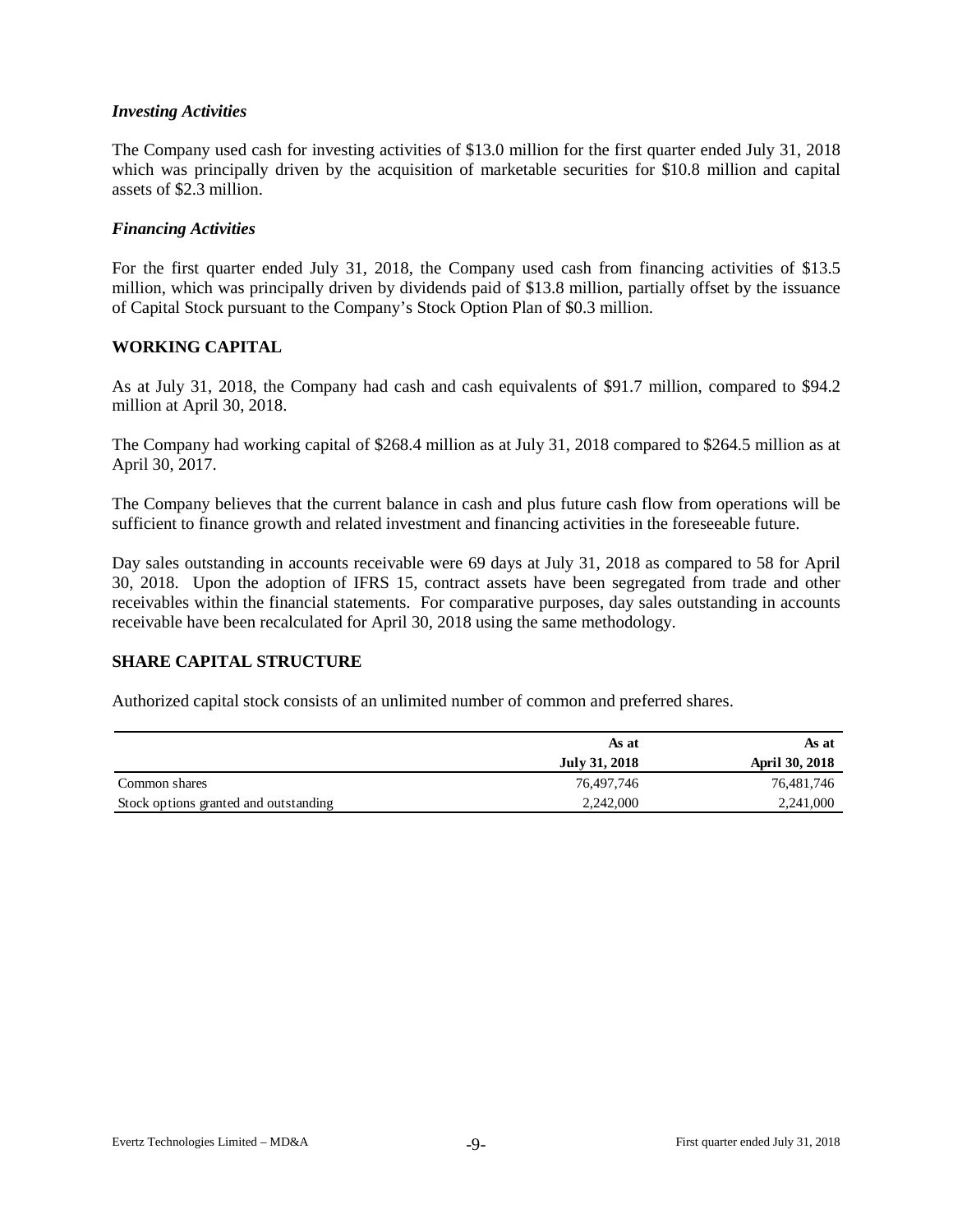### *Investing Activities*

The Company used cash for investing activities of $13.0 million for the first quarter ended July 31, 2018 which was principally driven by the acquisition of marketable securities for $10.8 million and capital assets of $2.3 million.

### *Financing Activities*

For the first quarter ended July 31, 2018, the Company used cash from financing activities of $13.5 million, which was principally driven by dividends paid of $13.8 million, partially offset by the issuance of Capital Stock pursuant to the Company's Stock Option Plan of $0.3 million.

## WORKING CAPITAL

As at July 31, 2018, the Company had cash and cash equivalents of $91.7 million, compared to $94.2 million at April 30, 2018.

The Company had working capital of $268.4 million as at July 31, 2018 compared to $264.5 million as at April 30, 2017.

The Company believes that the current balance in cash and plus future cash flow from operations will be sufficient to finance growth and related investment and financing activities in the foreseeable future.

Day sales outstanding in accounts receivable were 69 days at July 31, 2018 as compared to 58 for April 30, 2018. Upon the adoption of IFRS 15, contract assets have been segregated from trade and other receivables within the financial statements. For comparative purposes, day sales outstanding in accounts receivable have been recalculated for April 30, 2018 using the same methodology.

## SHARE CAPITAL STRUCTURE

Authorized capital stock consists of an unlimited number of common and preferred shares.

| | **As at July 31, 2018** | **As at April 30, 2018** |
|---|---|---|
| Common shares | 76,497,746 | 76,481,746 |
| Stock options granted and outstanding | 2,242,000 | 2,241,000 |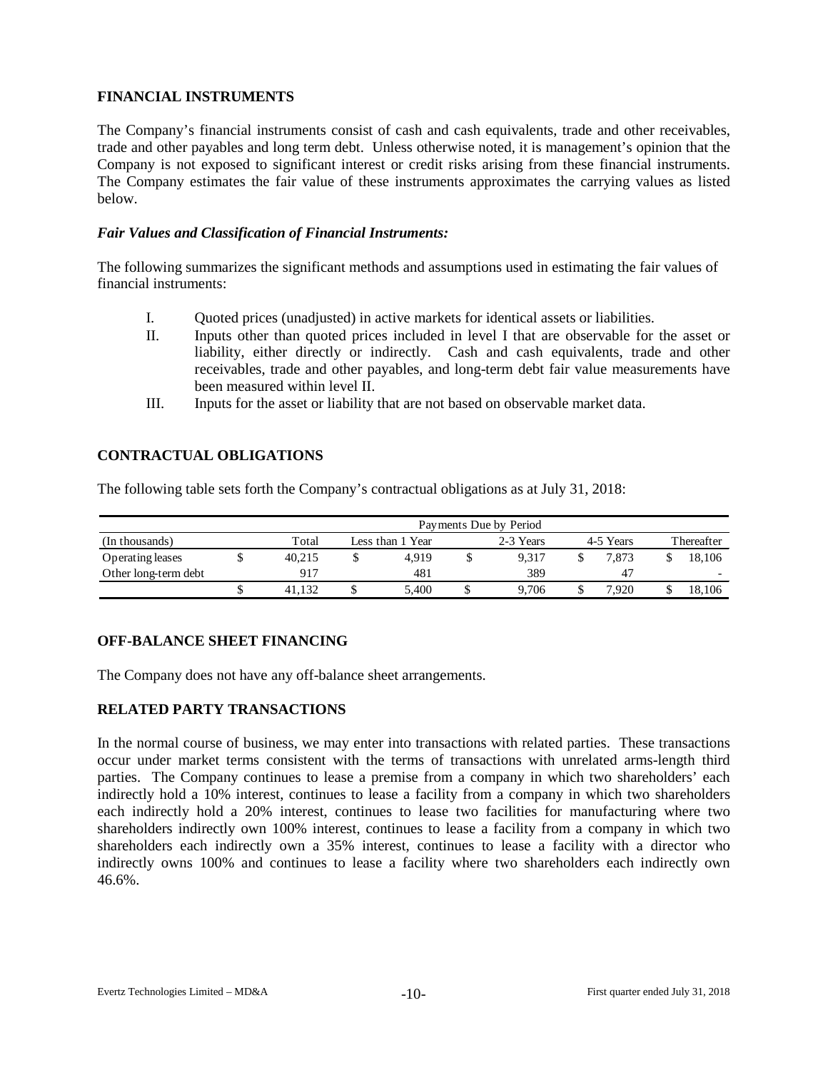## FINANCIAL INSTRUMENTS

The Company's financial instruments consist of cash and cash equivalents, trade and other receivables, trade and other payables and long term debt. Unless otherwise noted, it is management's opinion that the Company is not exposed to significant interest or credit risks arising from these financial instruments. The Company estimates the fair value of these instruments approximates the carrying values as listed below.

### *Fair Values and Classification of Financial Instruments:*

The following summarizes the significant methods and assumptions used in estimating the fair values of financial instruments:

I. Quoted prices (unadjusted) in active markets for identical assets or liabilities.

II. Inputs other than quoted prices included in level I that are observable for the asset or liability, either directly or indirectly. Cash and cash equivalents, trade and other receivables, trade and other payables, and long-term debt fair value measurements have been measured within level II.

III. Inputs for the asset or liability that are not based on observable market data.

## CONTRACTUAL OBLIGATIONS

The following table sets forth the Company's contractual obligations as at July 31, 2018:

| | Payments Due by Period | | | | |
|---|---|---|---|---|---|
| (In thousands) | Total | Less than 1 Year | 2-3 Years | 4-5 Years | Thereafter |
| Operating leases | $ 40,215 | $ 4,919 | $ 9,317 | $ 7,873 | $ 18,106 |
| Other long-term debt | 917 | 481 | 389 | 47 | - |
| | $ 41,132 | $ 5,400 | $ 9,706 | $ 7,920 | $ 18,106 |

## OFF-BALANCE SHEET FINANCING

The Company does not have any off-balance sheet arrangements.

## RELATED PARTY TRANSACTIONS

In the normal course of business, we may enter into transactions with related parties. These transactions occur under market terms consistent with the terms of transactions with unrelated arms-length third parties. The Company continues to lease a premise from a company in which two shareholders' each indirectly hold a 10% interest, continues to lease a facility from a company in which two shareholders each indirectly hold a 20% interest, continues to lease two facilities for manufacturing where two shareholders indirectly own 100% interest, continues to lease a facility from a company in which two shareholders each indirectly own a 35% interest, continues to lease a facility with a director who indirectly owns 100% and continues to lease a facility where two shareholders each indirectly own 46.6%.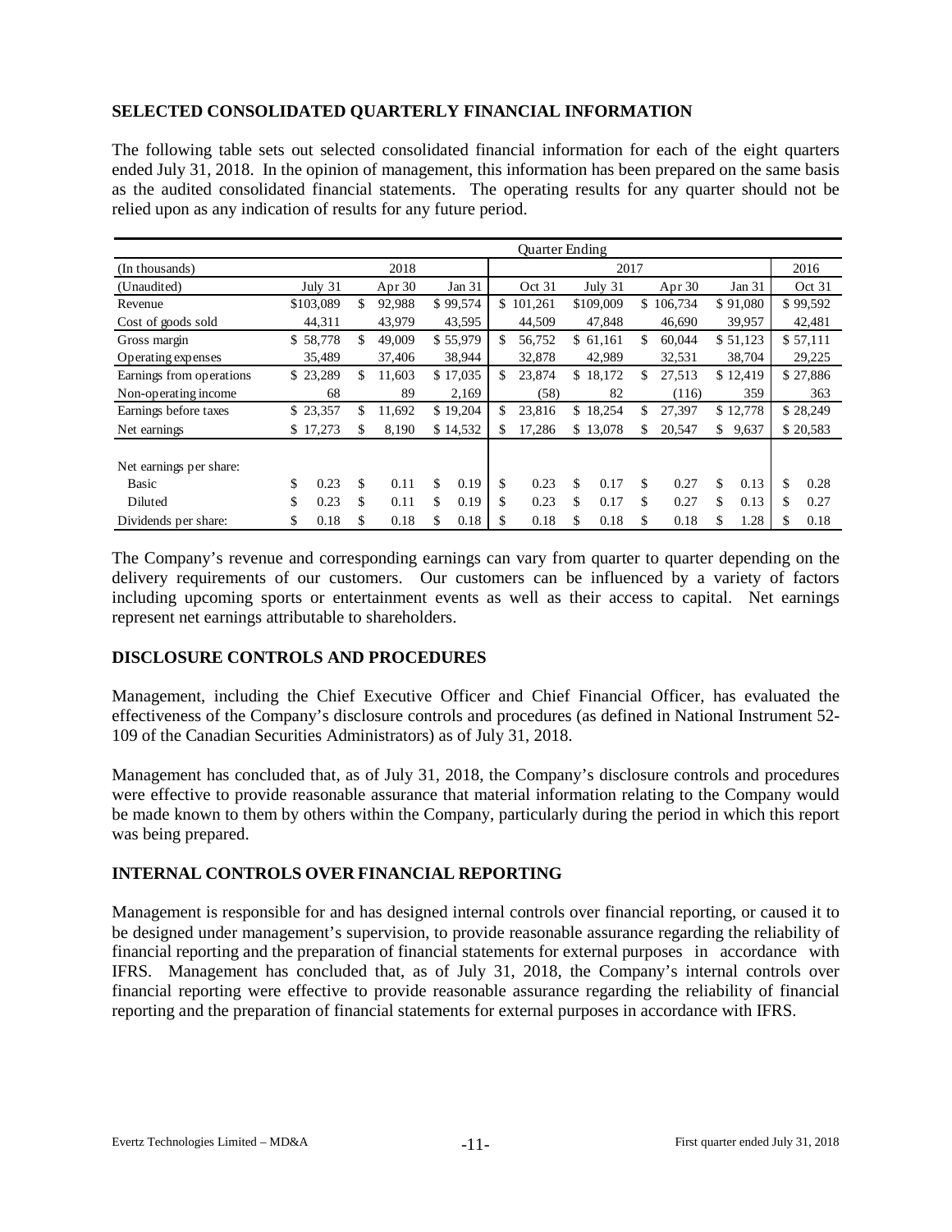## SELECTED CONSOLIDATED QUARTERLY FINANCIAL INFORMATION

The following table sets out selected consolidated financial information for each of the eight quarters ended July 31, 2018. In the opinion of management, this information has been prepared on the same basis as the audited consolidated financial statements. The operating results for any quarter should not be relied upon as any indication of results for any future period.

| | Quarter Ending | | | | | | | |
|---|---|---|---|---|---|---|---|---|
| (In thousands) | 2018 | | | 2017 | | | | 2016 |
| (Unaudited) | July 31 | Apr 30 | Jan 31 | Oct 31 | July 31 | Apr 30 | Jan 31 | Oct 31 |
| Revenue | $103,089 | $ 92,988 | $ 99,574 | $ 101,261 | $109,009 | $ 106,734 | $ 91,080 | $ 99,592 |
| Cost of goods sold | 44,311 | 43,979 | 43,595 | 44,509 | 47,848 | 46,690 | 39,957 | 42,481 |
| Gross margin | $ 58,778 | $ 49,009 | $ 55,979 | $ 56,752 | $ 61,161 | $ 60,044 | $ 51,123 | $ 57,111 |
| Operating expenses | 35,489 | 37,406 | 38,944 | 32,878 | 42,989 | 32,531 | 38,704 | 29,225 |
| Earnings from operations | $ 23,289 | $ 11,603 | $ 17,035 | $ 23,874 | $ 18,172 | $ 27,513 | $ 12,419 | $ 27,886 |
| Non-operating income | 68 | 89 | 2,169 | (58) | 82 | (116) | 359 | 363 |
| Earnings before taxes | $ 23,357 | $ 11,692 | $ 19,204 | $ 23,816 | $ 18,254 | $ 27,397 | $ 12,778 | $ 28,249 |
| Net earnings | $ 17,273 | $ 8,190 | $ 14,532 | $ 17,286 | $ 13,078 | $ 20,547 | $ 9,637 | $ 20,583 |
| Net earnings per share: | | | | | | | | |
| Basic | $ 0.23 | $ 0.11 | $ 0.19 | $ 0.23 | $ 0.17 | $ 0.27 | $ 0.13 | $ 0.28 |
| Diluted | $ 0.23 | $ 0.11 | $ 0.19 | $ 0.23 | $ 0.17 | $ 0.27 | $ 0.13 | $ 0.27 |
| Dividends per share: | $ 0.18 | $ 0.18 | $ 0.18 | $ 0.18 | $ 0.18 | $ 0.18 | $ 1.28 | $ 0.18 |

The Company's revenue and corresponding earnings can vary from quarter to quarter depending on the delivery requirements of our customers. Our customers can be influenced by a variety of factors including upcoming sports or entertainment events as well as their access to capital. Net earnings represent net earnings attributable to shareholders.

## DISCLOSURE CONTROLS AND PROCEDURES

Management, including the Chief Executive Officer and Chief Financial Officer, has evaluated the effectiveness of the Company's disclosure controls and procedures (as defined in National Instrument 52-109 of the Canadian Securities Administrators) as of July 31, 2018.

Management has concluded that, as of July 31, 2018, the Company's disclosure controls and procedures were effective to provide reasonable assurance that material information relating to the Company would be made known to them by others within the Company, particularly during the period in which this report was being prepared.

## INTERNAL CONTROLS OVER FINANCIAL REPORTING

Management is responsible for and has designed internal controls over financial reporting, or caused it to be designed under management's supervision, to provide reasonable assurance regarding the reliability of financial reporting and the preparation of financial statements for external purposes in accordance with IFRS. Management has concluded that, as of July 31, 2018, the Company's internal controls over financial reporting were effective to provide reasonable assurance regarding the reliability of financial reporting and the preparation of financial statements for external purposes in accordance with IFRS.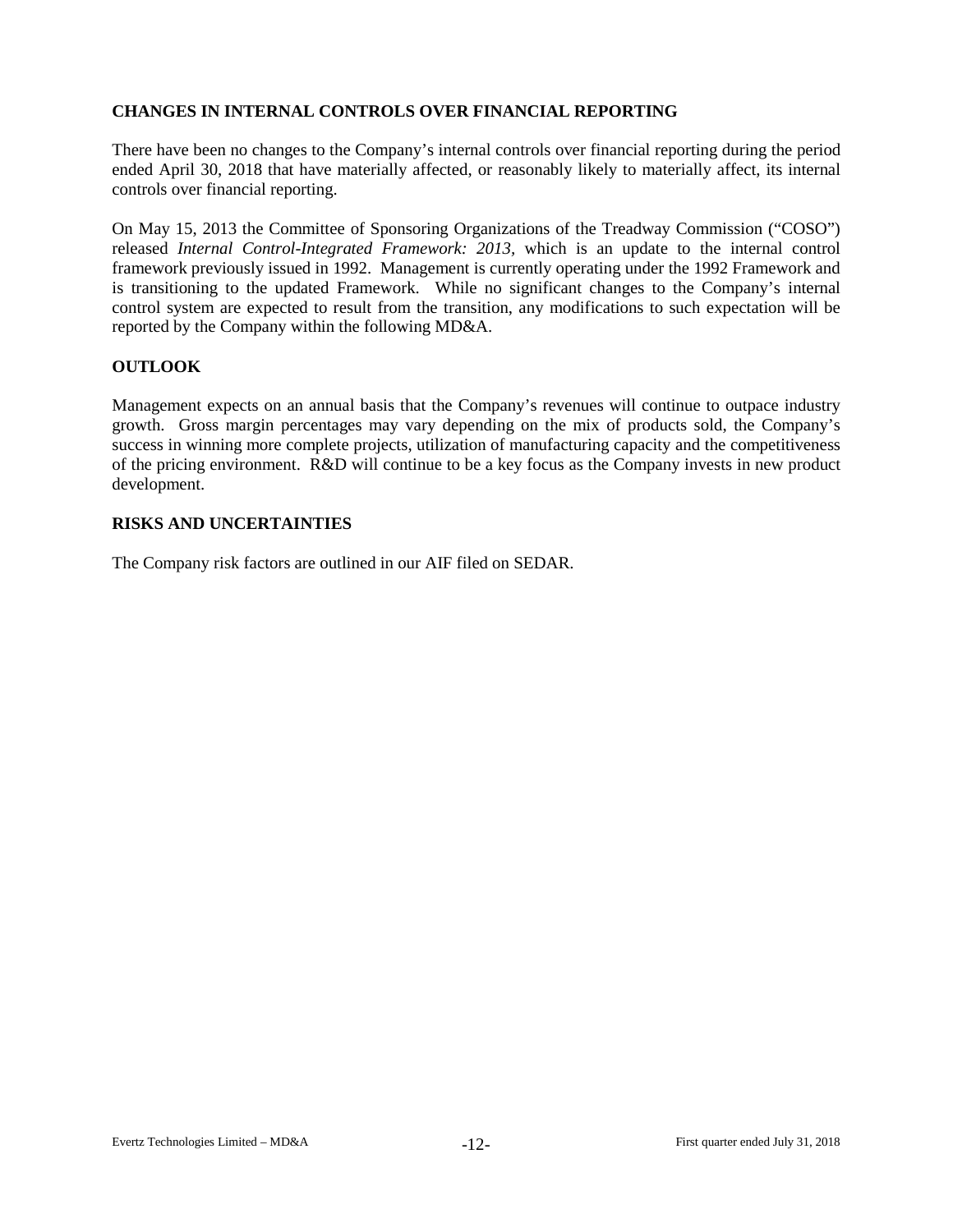## CHANGES IN INTERNAL CONTROLS OVER FINANCIAL REPORTING

There have been no changes to the Company's internal controls over financial reporting during the period ended April 30, 2018 that have materially affected, or reasonably likely to materially affect, its internal controls over financial reporting.

On May 15, 2013 the Committee of Sponsoring Organizations of the Treadway Commission ("COSO") released *Internal Control-Integrated Framework: 2013*, which is an update to the internal control framework previously issued in 1992. Management is currently operating under the 1992 Framework and is transitioning to the updated Framework. While no significant changes to the Company's internal control system are expected to result from the transition, any modifications to such expectation will be reported by the Company within the following MD&A.

## OUTLOOK

Management expects on an annual basis that the Company's revenues will continue to outpace industry growth. Gross margin percentages may vary depending on the mix of products sold, the Company's success in winning more complete projects, utilization of manufacturing capacity and the competitiveness of the pricing environment. R&D will continue to be a key focus as the Company invests in new product development.

## RISKS AND UNCERTAINTIES

The Company risk factors are outlined in our AIF filed on SEDAR.